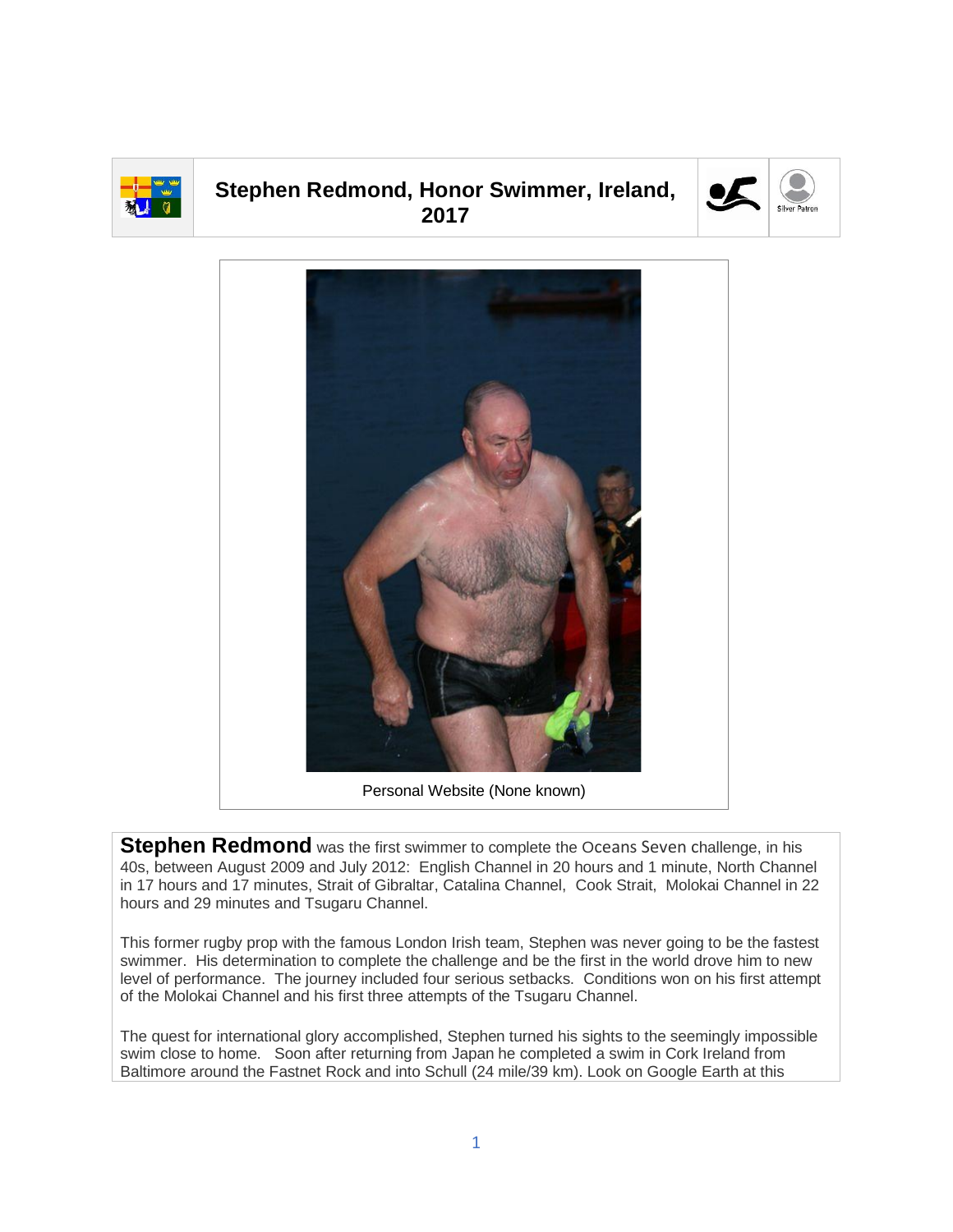# Stephen Redmond, Honor Swimmer, Ireland, 2017

Silver Patron

Personal Website (None known)

**Stephen Redmond** was the first swimmer to complete the Oceans Seven challenge, in his 40s, between August 2009 and July 2012: English Channel in 20 hours and 1 minute, North Channel in 17 hours and 17 minutes, Strait of Gibraltar, Catalina Channel, Cook Strait, Molokai Channel in 22 hours and 29 minutes and Tsugaru Channel.

This former rugby prop with the famous London Irish team, Stephen was never going to be the fastest swimmer. His determination to complete the challenge and be the first in the world drove him to new level of performance. The journey included four serious setbacks. Conditions won on his first attempt of the Molokai Channel and his first three attempts of the Tsugaru Channel.

The quest for international glory accomplished, Stephen turned his sights to the seemingly impossible swim close to home. Soon after returning from Japan he completed a swim in Cork Ireland from Baltimore around the Fastnet Rock and into Schull (24 mile/39 km). Look on Google Earth at this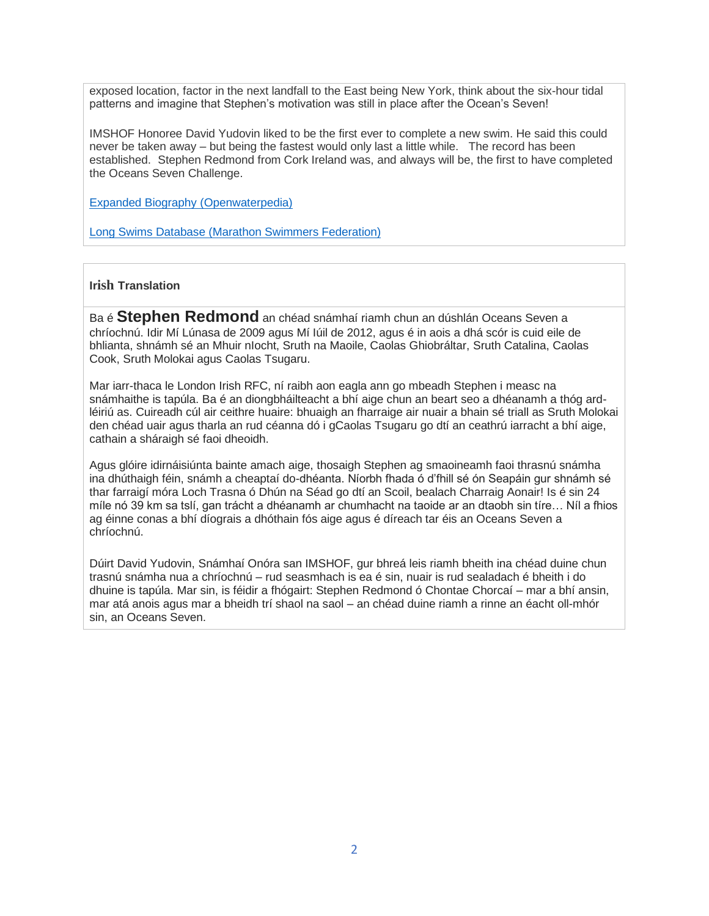exposed location, factor in the next landfall to the East being New York, think about the six-hour tidal patterns and imagine that Stephen's motivation was still in place after the Ocean's Seven!

IMSHOF Honoree David Yudovin liked to be the first ever to complete a new swim. He said this could never be taken away – but being the fastest would only last a little while. The record has been established. Stephen Redmond from Cork Ireland was, and always will be, the first to have completed the Oceans Seven Challenge.

[Expanded Biography (Openwaterpedia)]

[Long Swims Database (Marathon Swimmers Federation)]

**Irish Translation**

Ba é **Stephen Redmond** an chéad snámhaí riamh chun an dúshlán Oceans Seven a chríochnú. Idir Mí Lúnasa de 2009 agus Mí Iúil de 2012, agus é in aois a dhá scór is cuid eile de bhlianta, shnámh sé an Mhuir nIocht, Sruth na Maoile, Caolas Ghiobráltar, Sruth Catalina, Caolas Cook, Sruth Molokai agus Caolas Tsugaru.

Mar iarr-thaca le London Irish RFC, ní raibh aon eagla ann go mbeadh Stephen i measc na snámhaithe is tapúla. Ba é an diongbháilteacht a bhí aige chun an beart seo a dhéanamh a thóg ard-léiriú as. Cuireadh cúl air ceithre huaire: bhuaigh an fharraige air nuair a bhain sé triall as Sruth Molokai den chéad uair agus tharla an rud céanna dó i gCaolas Tsugaru go dtí an ceathrú iarracht a bhí aige, cathain a sháraigh sé faoi dheoidh.

Agus glóire idirnáisiúnta bainte amach aige, thosaigh Stephen ag smaoineamh faoi thrasnú snámha ina dhúthaigh féin, snámh a cheaptaí do-dhéanta. Níorbh fhada ó d'fhill sé ón Seapáin gur shnámh sé thar farraigí móra Loch Trasna ó Dhún na Séad go dtí an Scoil, bealach Charraig Aonair! Is é sin 24 míle nó 39 km sa tslí, gan trácht a dhéanamh ar chumhacht na taoide ar an dtaobh sin tíre… Níl a fhios ag éinne conas a bhí díograis a dhóthain fós aige agus é díreach tar éis an Oceans Seven a chríochnú.

Dúirt David Yudovin, Snámhaí Onóra san IMSHOF, gur bhreá leis riamh bheith ina chéad duine chun trasnú snámha nua a chríochnú – rud seasmhach is ea é sin, nuair is rud sealadach é bheith i do dhuine is tapúla. Mar sin, is féidir a fhógairt: Stephen Redmond ó Chontae Chorcaí – mar a bhí ansin, mar atá anois agus mar a bheidh trí shaol na saol – an chéad duine riamh a rinne an éacht oll-mhór sin, an Oceans Seven.